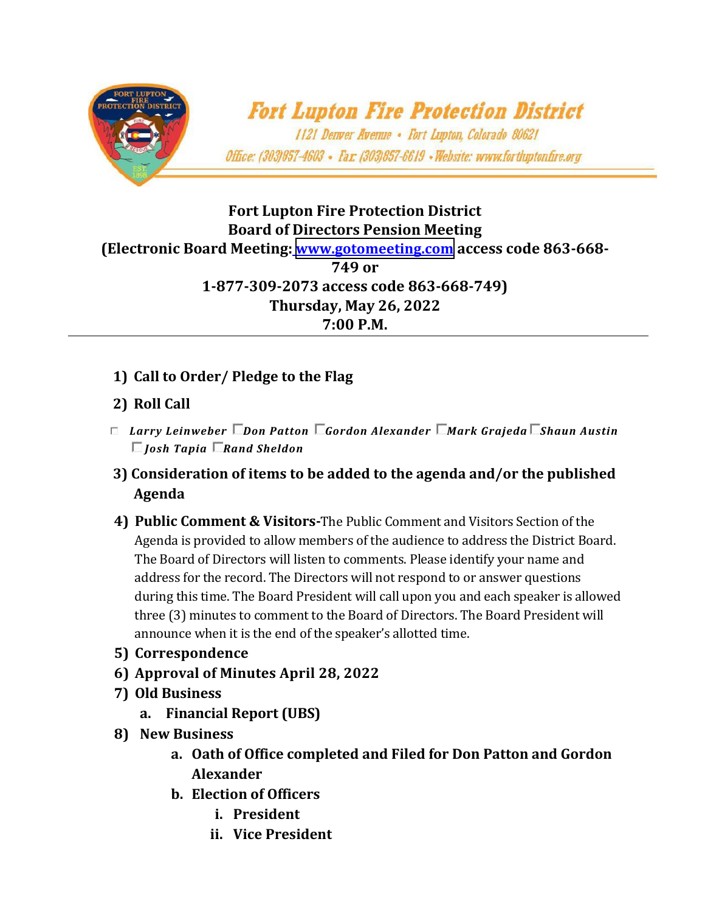**Fort Lupton Fire Protection District**

*1121 Denver Avenue • Fort Lupton, Colorado 80621*

*Office: (303)857-4603 • Fax: (303)857-6619 • Website: www.fortluptonfire.org*

# Fort Lupton Fire Protection District
## Board of Directors Pension Meeting
## (Electronic Board Meeting: www.gotomeeting.com access code 863-668-749 or 1-877-309-2073 access code 863-668-749)
## Thursday, May 26, 2022
## 7:00 P.M.

---

1) **Call to Order/ Pledge to the Flag**
2) **Roll Call**

- ☐ ***Larry Leinweber*** ☐ ***Don Patton*** ☐ ***Gordon Alexander*** ☐ ***Mark Grajeda*** ☐ ***Shaun Austin*** ☐ ***Josh Tapia*** ☐ ***Rand Sheldon***

3) **Consideration of items to be added to the agenda and/or the published Agenda**
4) **Public Comment & Visitors-**The Public Comment and Visitors Section of the Agenda is provided to allow members of the audience to address the District Board. The Board of Directors will listen to comments. Please identify your name and address for the record. The Directors will not respond to or answer questions during this time. The Board President will call upon you and each speaker is allowed three (3) minutes to comment to the Board of Directors. The Board President will announce when it is the end of the speaker's allotted time.
5) **Correspondence**
6) **Approval of Minutes April 28, 2022**
7) **Old Business**
   a. **Financial Report (UBS)**
8) **New Business**
   a. **Oath of Office completed and Filed for Don Patton and Gordon Alexander**
   b. **Election of Officers**
      i. **President**
      ii. **Vice President**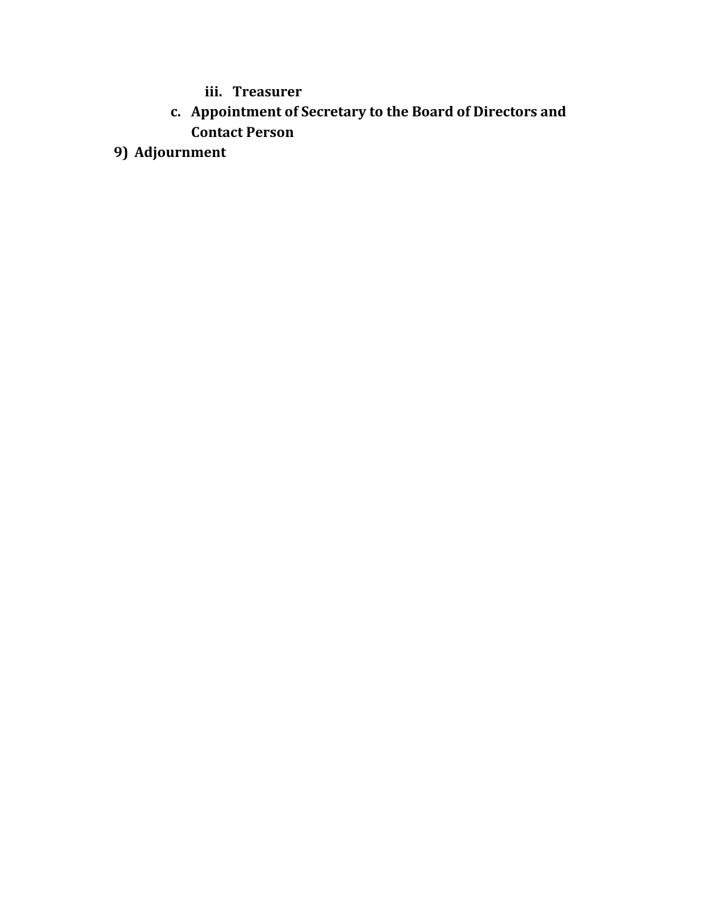iii. **Treasurer**

      c. **Appointment of Secretary to the Board of Directors and Contact Person**

9) **Adjournment**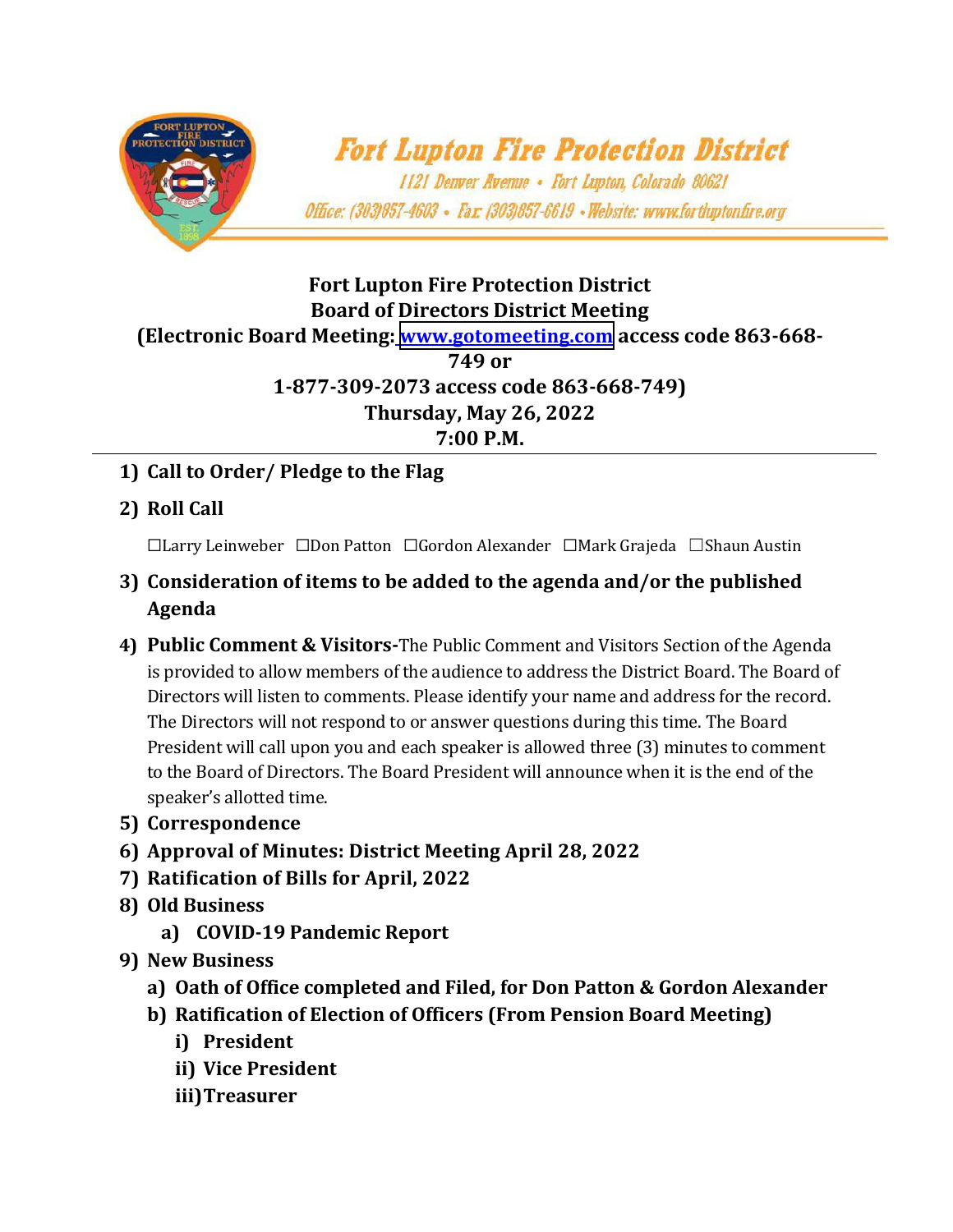**Fort Lupton Fire Protection District**

1121 Denver Avenue • Fort Lupton, Colorado 80621

Office: (303)857-4603 • Fax: (303)857-6619 • Website: www.fortluptonfire.org

**Fort Lupton Fire Protection District**
**Board of Directors District Meeting**
**(Electronic Board Meeting: [www.gotomeeting.com](http://www.gotomeeting.com) access code 863-668-749 or**
**1-877-309-2073 access code 863-668-749)**
**Thursday, May 26, 2022**
**7:00 P.M.**

---

1) **Call to Order/ Pledge to the Flag**
2) **Roll Call**

   ☐Larry Leinweber ☐Don Patton ☐Gordon Alexander ☐Mark Grajeda ☐Shaun Austin

3) **Consideration of items to be added to the agenda and/or the published Agenda**
4) **Public Comment & Visitors-**The Public Comment and Visitors Section of the Agenda is provided to allow members of the audience to address the District Board. The Board of Directors will listen to comments. Please identify your name and address for the record. The Directors will not respond to or answer questions during this time. The Board President will call upon you and each speaker is allowed three (3) minutes to comment to the Board of Directors. The Board President will announce when it is the end of the speaker's allotted time.
5) **Correspondence**
6) **Approval of Minutes: District Meeting April 28, 2022**
7) **Ratification of Bills for April, 2022**
8) **Old Business**
   a) **COVID-19 Pandemic Report**
9) **New Business**
   a) **Oath of Office completed and Filed, for Don Patton & Gordon Alexander**
   b) **Ratification of Election of Officers (From Pension Board Meeting)**
      i) **President**
      ii) **Vice President**
      iii) **Treasurer**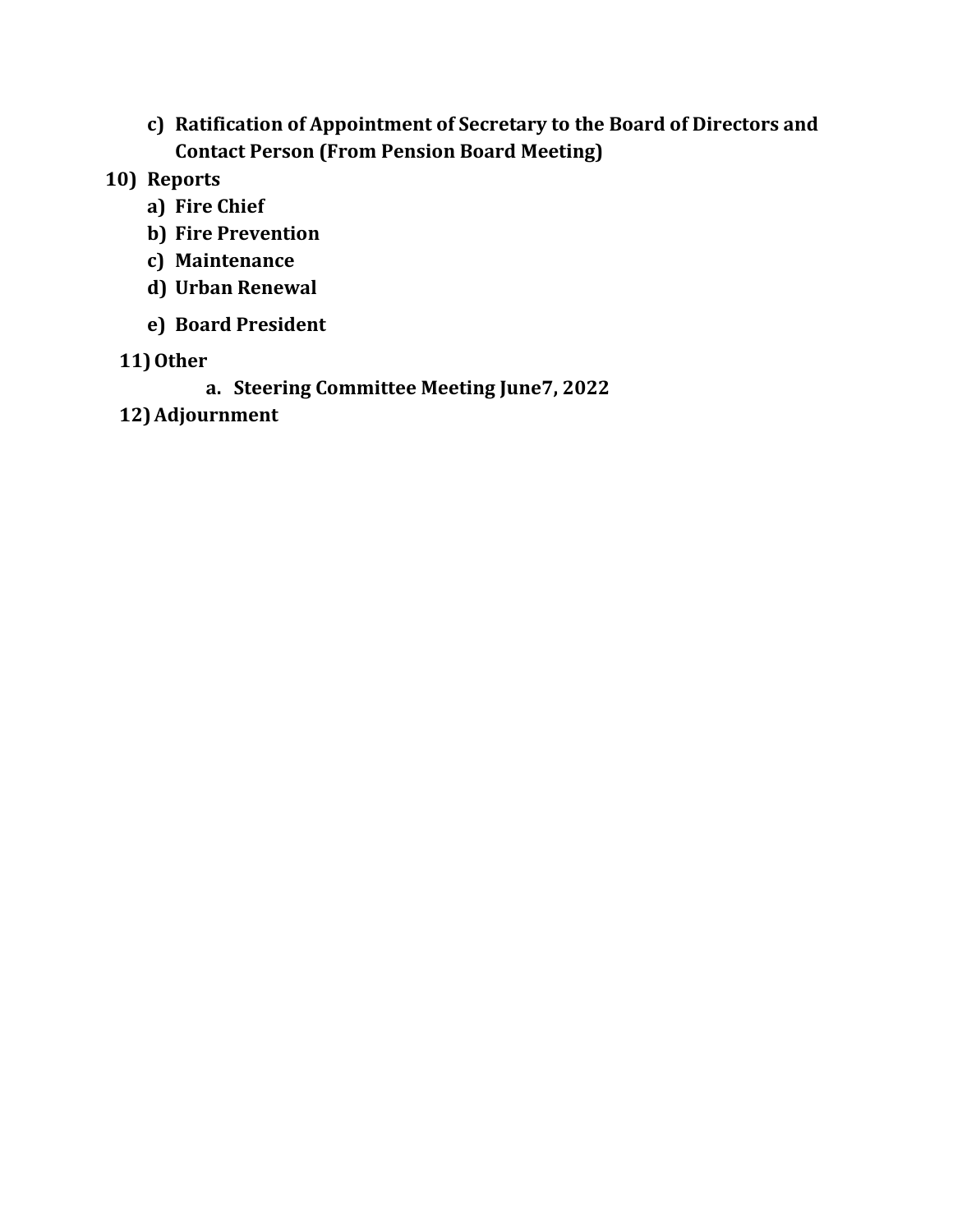c) **Ratification of Appointment of Secretary to the Board of Directors and Contact Person (From Pension Board Meeting)**

10) **Reports**
   a) **Fire Chief**
   b) **Fire Prevention**
   c) **Maintenance**
   d) **Urban Renewal**
   e) **Board President**

11) **Other**
   a. **Steering Committee Meeting June7, 2022**

12) **Adjournment**